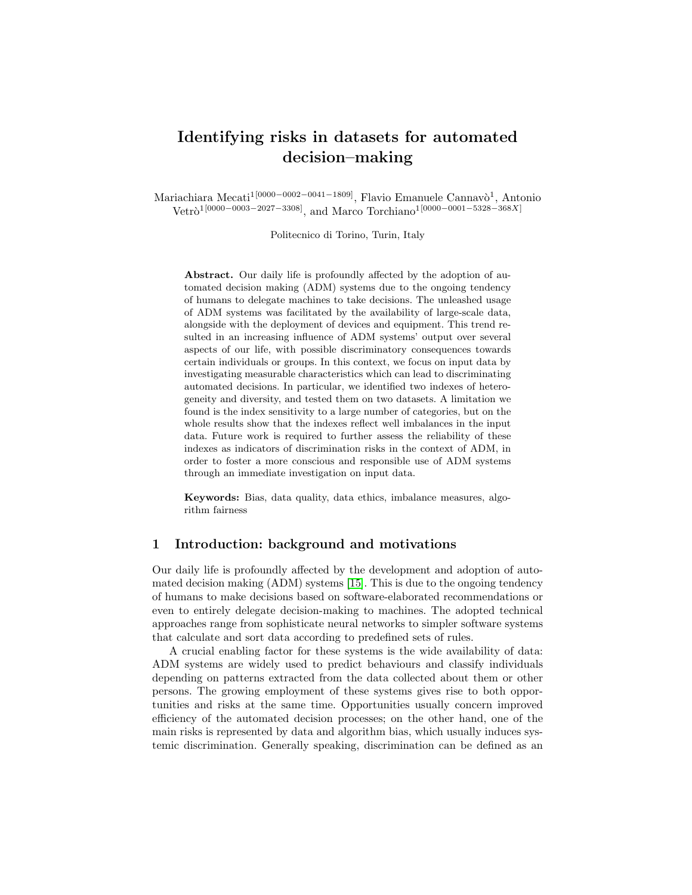# Identifying risks in datasets for automated decision–making

Mariachiara Mecati[1[0000−0002−0041−1809]], Flavio Emanuele Cannavò[1], Antonio Vetrò[1[0000−0003−2027−3308]], and Marco Torchiano[1[0000−0001−5328−368X]]

Politecnico di Torino, Turin, Italy

**Abstract.** Our daily life is profoundly affected by the adoption of automated decision making (ADM) systems due to the ongoing tendency of humans to delegate machines to take decisions. The unleashed usage of ADM systems was facilitated by the availability of large-scale data, alongside with the deployment of devices and equipment. This trend resulted in an increasing influence of ADM systems' output over several aspects of our life, with possible discriminatory consequences towards certain individuals or groups. In this context, we focus on input data by investigating measurable characteristics which can lead to discriminating automated decisions. In particular, we identified two indexes of heterogeneity and diversity, and tested them on two datasets. A limitation we found is the index sensitivity to a large number of categories, but on the whole results show that the indexes reflect well imbalances in the input data. Future work is required to further assess the reliability of these indexes as indicators of discrimination risks in the context of ADM, in order to foster a more conscious and responsible use of ADM systems through an immediate investigation on input data.

**Keywords:** Bias, data quality, data ethics, imbalance measures, algorithm fairness

## 1 Introduction: background and motivations

Our daily life is profoundly affected by the development and adoption of automated decision making (ADM) systems [15]. This is due to the ongoing tendency of humans to make decisions based on software-elaborated recommendations or even to entirely delegate decision-making to machines. The adopted technical approaches range from sophisticate neural networks to simpler software systems that calculate and sort data according to predefined sets of rules.

A crucial enabling factor for these systems is the wide availability of data: ADM systems are widely used to predict behaviours and classify individuals depending on patterns extracted from the data collected about them or other persons. The growing employment of these systems gives rise to both opportunities and risks at the same time. Opportunities usually concern improved efficiency of the automated decision processes; on the other hand, one of the main risks is represented by data and algorithm bias, which usually induces systemic discrimination. Generally speaking, discrimination can be defined as an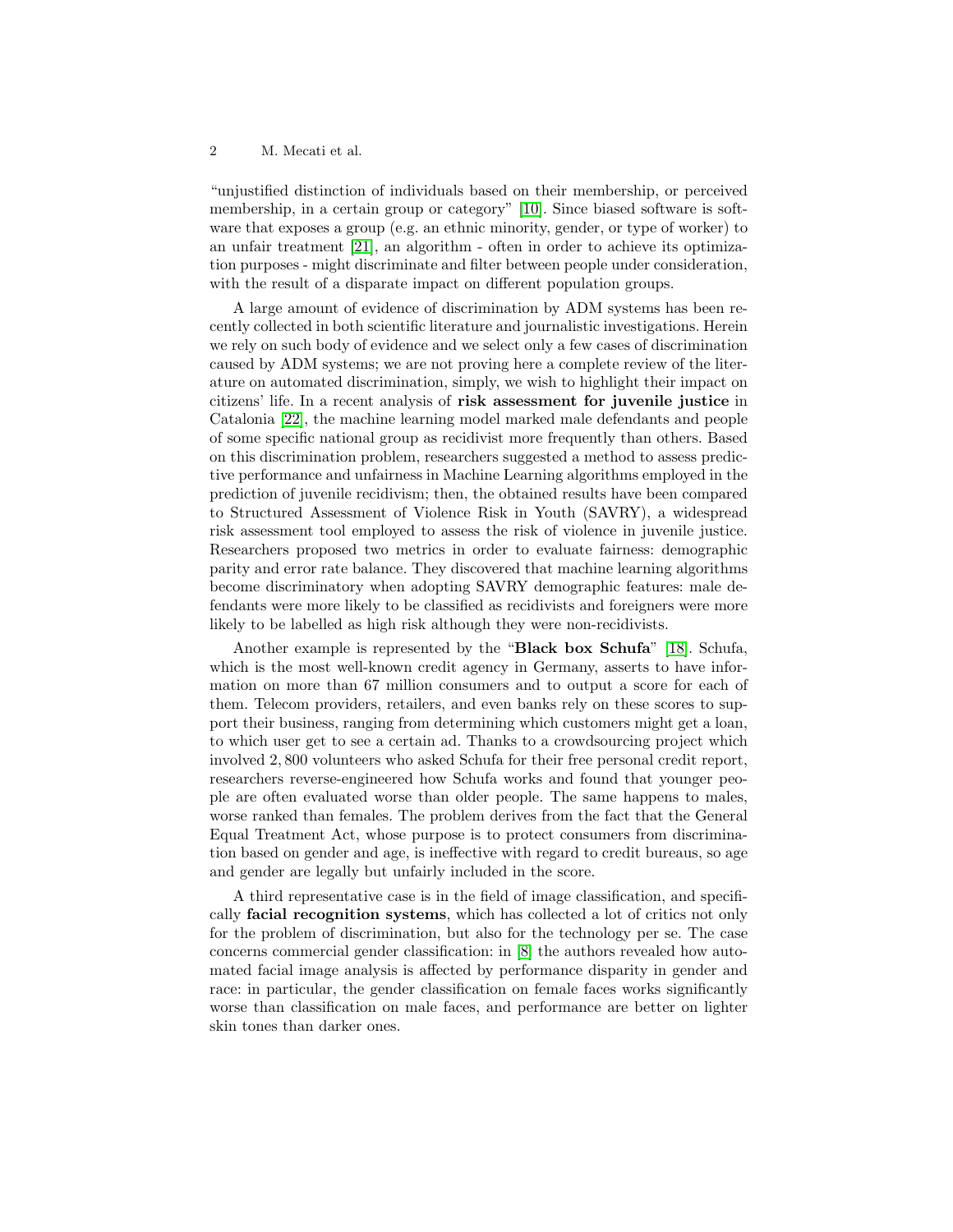"unjustified distinction of individuals based on their membership, or perceived membership, in a certain group or category" [10]. Since biased software is software that exposes a group (e.g. an ethnic minority, gender, or type of worker) to an unfair treatment [21], an algorithm - often in order to achieve its optimization purposes - might discriminate and filter between people under consideration, with the result of a disparate impact on different population groups.

A large amount of evidence of discrimination by ADM systems has been recently collected in both scientific literature and journalistic investigations. Herein we rely on such body of evidence and we select only a few cases of discrimination caused by ADM systems; we are not proving here a complete review of the literature on automated discrimination, simply, we wish to highlight their impact on citizens' life. In a recent analysis of **risk assessment for juvenile justice** in Catalonia [22], the machine learning model marked male defendants and people of some specific national group as recidivist more frequently than others. Based on this discrimination problem, researchers suggested a method to assess predictive performance and unfairness in Machine Learning algorithms employed in the prediction of juvenile recidivism; then, the obtained results have been compared to Structured Assessment of Violence Risk in Youth (SAVRY), a widespread risk assessment tool employed to assess the risk of violence in juvenile justice. Researchers proposed two metrics in order to evaluate fairness: demographic parity and error rate balance. They discovered that machine learning algorithms become discriminatory when adopting SAVRY demographic features: male defendants were more likely to be classified as recidivists and foreigners were more likely to be labelled as high risk although they were non-recidivists.

Another example is represented by the "**Black box Schufa**" [18]. Schufa, which is the most well-known credit agency in Germany, asserts to have information on more than 67 million consumers and to output a score for each of them. Telecom providers, retailers, and even banks rely on these scores to support their business, ranging from determining which customers might get a loan, to which user get to see a certain ad. Thanks to a crowdsourcing project which involved 2,800 volunteers who asked Schufa for their free personal credit report, researchers reverse-engineered how Schufa works and found that younger people are often evaluated worse than older people. The same happens to males, worse ranked than females. The problem derives from the fact that the General Equal Treatment Act, whose purpose is to protect consumers from discrimination based on gender and age, is ineffective with regard to credit bureaus, so age and gender are legally but unfairly included in the score.

A third representative case is in the field of image classification, and specifically **facial recognition systems**, which has collected a lot of critics not only for the problem of discrimination, but also for the technology per se. The case concerns commercial gender classification: in [8] the authors revealed how automated facial image analysis is affected by performance disparity in gender and race: in particular, the gender classification on female faces works significantly worse than classification on male faces, and performance are better on lighter skin tones than darker ones.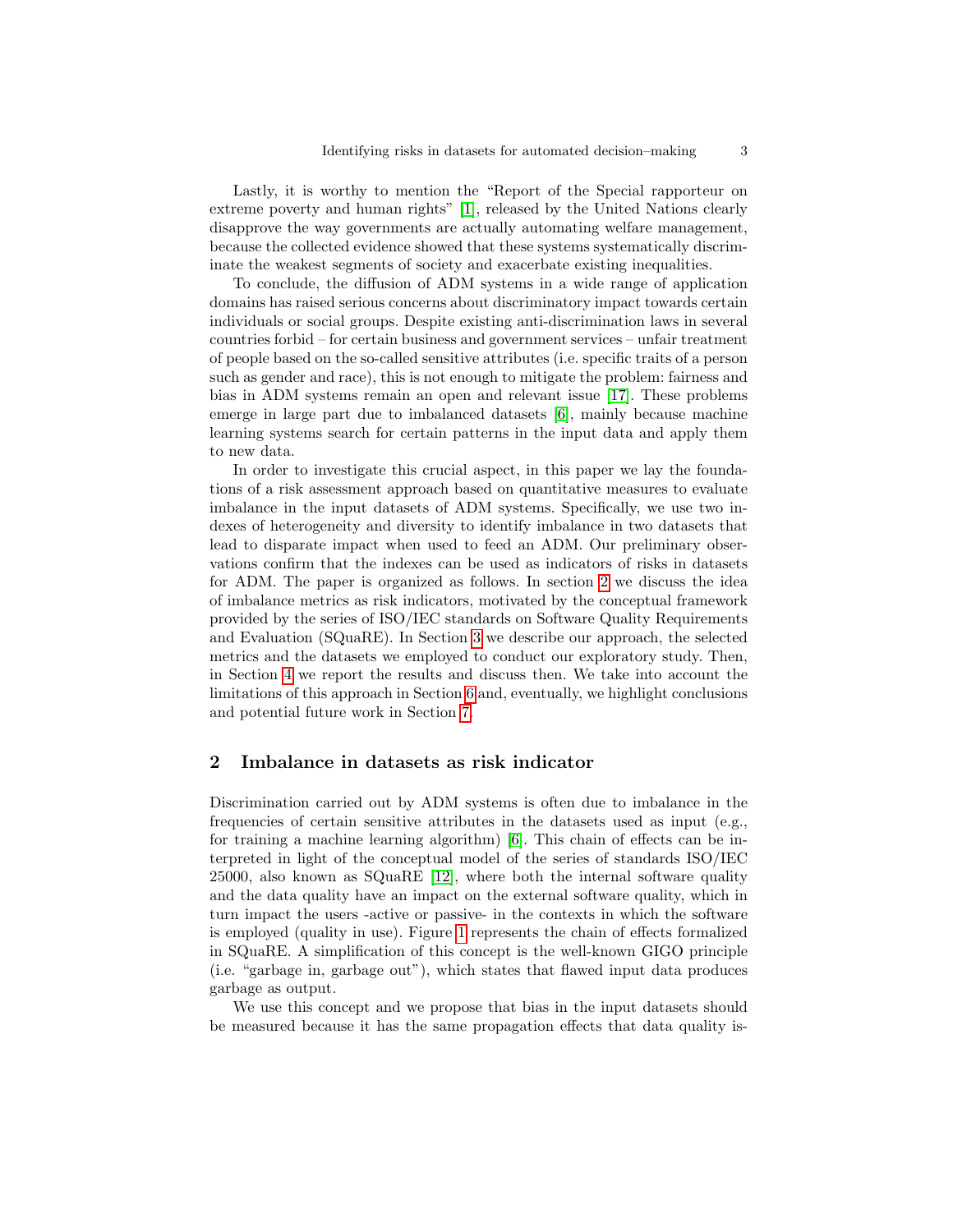Lastly, it is worthy to mention the "Report of the Special rapporteur on extreme poverty and human rights" [1], released by the United Nations clearly disapprove the way governments are actually automating welfare management, because the collected evidence showed that these systems systematically discriminate the weakest segments of society and exacerbate existing inequalities.

To conclude, the diffusion of ADM systems in a wide range of application domains has raised serious concerns about discriminatory impact towards certain individuals or social groups. Despite existing anti-discrimination laws in several countries forbid – for certain business and government services – unfair treatment of people based on the so-called sensitive attributes (i.e. specific traits of a person such as gender and race), this is not enough to mitigate the problem: fairness and bias in ADM systems remain an open and relevant issue [17]. These problems emerge in large part due to imbalanced datasets [6], mainly because machine learning systems search for certain patterns in the input data and apply them to new data.

In order to investigate this crucial aspect, in this paper we lay the foundations of a risk assessment approach based on quantitative measures to evaluate imbalance in the input datasets of ADM systems. Specifically, we use two indexes of heterogeneity and diversity to identify imbalance in two datasets that lead to disparate impact when used to feed an ADM. Our preliminary observations confirm that the indexes can be used as indicators of risks in datasets for ADM. The paper is organized as follows. In section 2 we discuss the idea of imbalance metrics as risk indicators, motivated by the conceptual framework provided by the series of ISO/IEC standards on Software Quality Requirements and Evaluation (SQuaRE). In Section 3 we describe our approach, the selected metrics and the datasets we employed to conduct our exploratory study. Then, in Section 4 we report the results and discuss then. We take into account the limitations of this approach in Section 6 and, eventually, we highlight conclusions and potential future work in Section 7.

## 2 Imbalance in datasets as risk indicator

Discrimination carried out by ADM systems is often due to imbalance in the frequencies of certain sensitive attributes in the datasets used as input (e.g., for training a machine learning algorithm) [6]. This chain of effects can be interpreted in light of the conceptual model of the series of standards ISO/IEC 25000, also known as SQuaRE [12], where both the internal software quality and the data quality have an impact on the external software quality, which in turn impact the users -active or passive- in the contexts in which the software is employed (quality in use). Figure 1 represents the chain of effects formalized in SQuaRE. A simplification of this concept is the well-known GIGO principle (i.e. "garbage in, garbage out"), which states that flawed input data produces garbage as output.

We use this concept and we propose that bias in the input datasets should be measured because it has the same propagation effects that data quality is-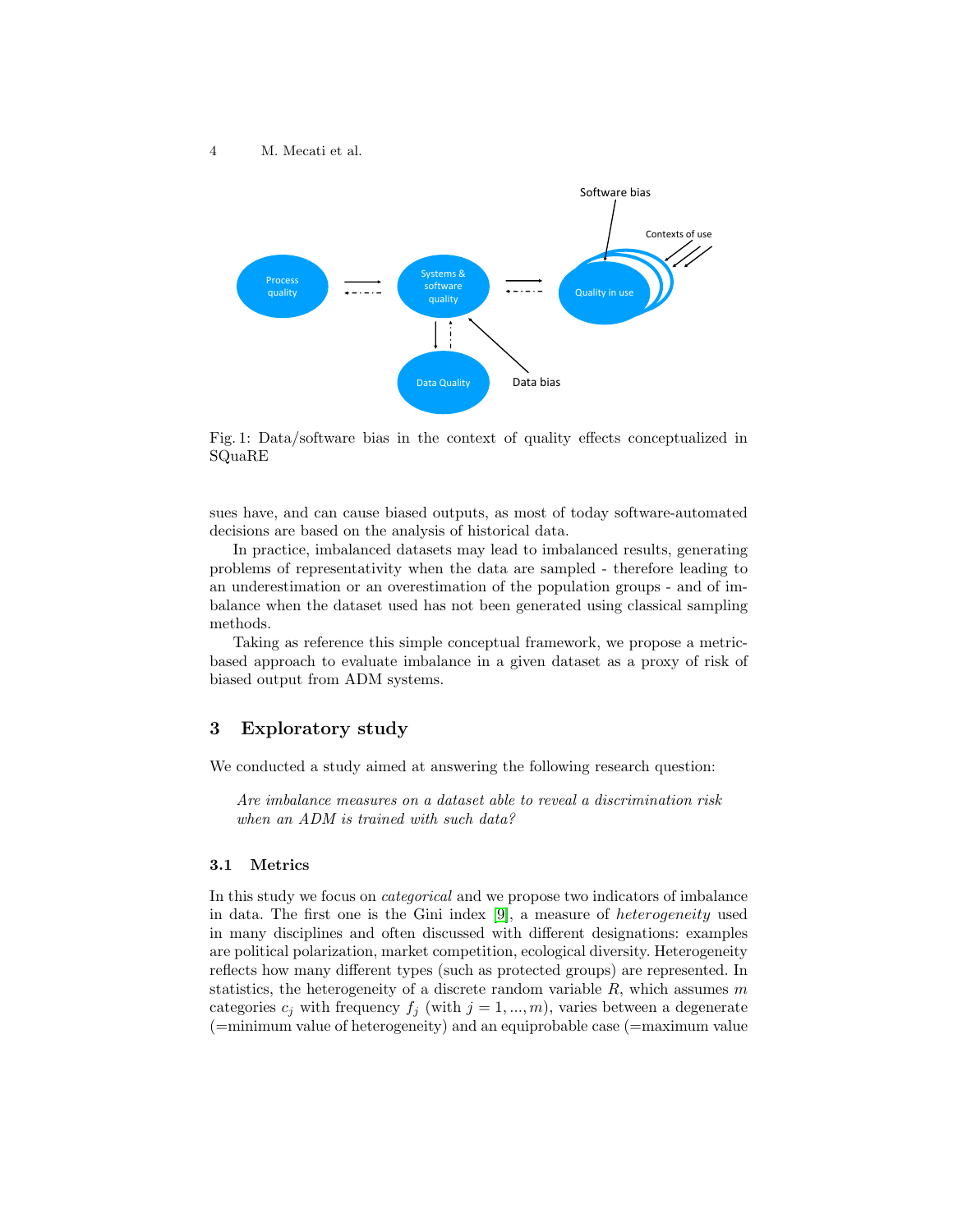Fig. 1: Data/software bias in the context of quality effects conceptualized in SQuaRE

sues have, and can cause biased outputs, as most of today software-automated decisions are based on the analysis of historical data.

In practice, imbalanced datasets may lead to imbalanced results, generating problems of representativity when the data are sampled - therefore leading to an underestimation or an overestimation of the population groups - and of imbalance when the dataset used has not been generated using classical sampling methods.

Taking as reference this simple conceptual framework, we propose a metric-based approach to evaluate imbalance in a given dataset as a proxy of risk of biased output from ADM systems.

## 3 Exploratory study

We conducted a study aimed at answering the following research question:

> *Are imbalance measures on a dataset able to reveal a discrimination risk when an ADM is trained with such data?*

### 3.1 Metrics

In this study we focus on *categorical* and we propose two indicators of imbalance in data. The first one is the Gini index [9], a measure of *heterogeneity* used in many disciplines and often discussed with different designations: examples are political polarization, market competition, ecological diversity. Heterogeneity reflects how many different types (such as protected groups) are represented. In statistics, the heterogeneity of a discrete random variable $R$, which assumes $m$ categories $c_j$ with frequency $f_j$ (with $j = 1, ..., m$), varies between a degenerate (=minimum value of heterogeneity) and an equiprobable case (=maximum value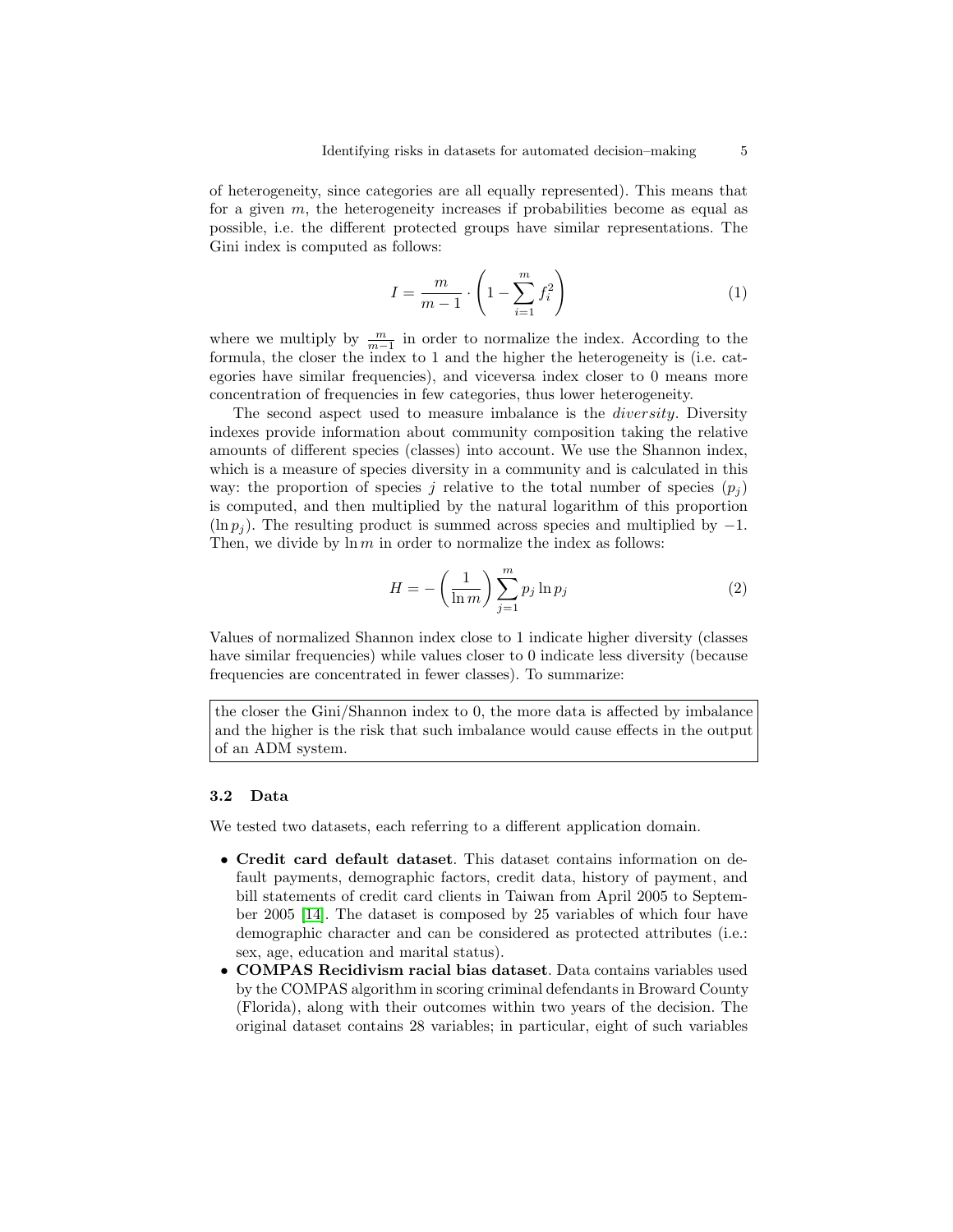of heterogeneity, since categories are all equally represented). This means that for a given $m$, the heterogeneity increases if probabilities become as equal as possible, i.e. the different protected groups have similar representations. The Gini index is computed as follows:

$$I = \frac{m}{m-1} \cdot \left(1 - \sum_{i=1}^{m} f_i^2\right) \tag{1}$$

where we multiply by $\frac{m}{m-1}$ in order to normalize the index. According to the formula, the closer the index to 1 and the higher the heterogeneity is (i.e. categories have similar frequencies), and viceversa index closer to 0 means more concentration of frequencies in few categories, thus lower heterogeneity.

The second aspect used to measure imbalance is the *diversity*. Diversity indexes provide information about community composition taking the relative amounts of different species (classes) into account. We use the Shannon index, which is a measure of species diversity in a community and is calculated in this way: the proportion of species $j$ relative to the total number of species ($p_j$) is computed, and then multiplied by the natural logarithm of this proportion ($\ln p_j$). The resulting product is summed across species and multiplied by $-1$. Then, we divide by $\ln m$ in order to normalize the index as follows:

$$H = -\left(\frac{1}{\ln m}\right) \sum_{j=1}^{m} p_j \ln p_j \tag{2}$$

Values of normalized Shannon index close to 1 indicate higher diversity (classes have similar frequencies) while values closer to 0 indicate less diversity (because frequencies are concentrated in fewer classes). To summarize:

> the closer the Gini/Shannon index to 0, the more data is affected by imbalance and the higher is the risk that such imbalance would cause effects in the output of an ADM system.

### 3.2 Data

We tested two datasets, each referring to a different application domain.

- **Credit card default dataset**. This dataset contains information on default payments, demographic factors, credit data, history of payment, and bill statements of credit card clients in Taiwan from April 2005 to September 2005 [14]. The dataset is composed by 25 variables of which four have demographic character and can be considered as protected attributes (i.e.: sex, age, education and marital status).
- **COMPAS Recidivism racial bias dataset**. Data contains variables used by the COMPAS algorithm in scoring criminal defendants in Broward County (Florida), along with their outcomes within two years of the decision. The original dataset contains 28 variables; in particular, eight of such variables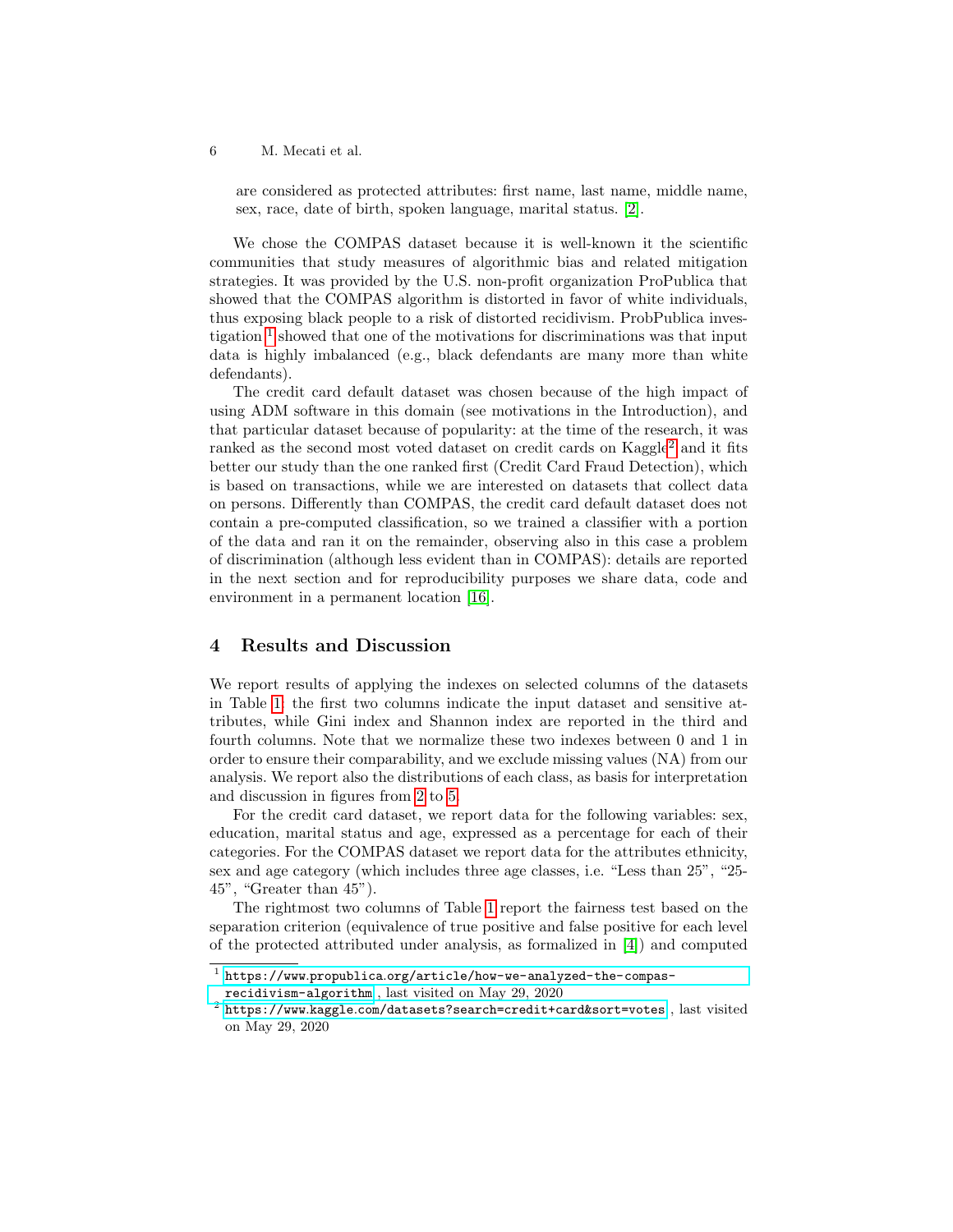are considered as protected attributes: first name, last name, middle name, sex, race, date of birth, spoken language, marital status. [2].

We chose the COMPAS dataset because it is well-known it the scientific communities that study measures of algorithmic bias and related mitigation strategies. It was provided by the U.S. non-profit organization ProPublica that showed that the COMPAS algorithm is distorted in favor of white individuals, thus exposing black people to a risk of distorted recidivism. ProbPublica investigation [1] showed that one of the motivations for discriminations was that input data is highly imbalanced (e.g., black defendants are many more than white defendants).

The credit card default dataset was chosen because of the high impact of using ADM software in this domain (see motivations in the Introduction), and that particular dataset because of popularity: at the time of the research, it was ranked as the second most voted dataset on credit cards on Kaggle[2] and it fits better our study than the one ranked first (Credit Card Fraud Detection), which is based on transactions, while we are interested on datasets that collect data on persons. Differently than COMPAS, the credit card default dataset does not contain a pre-computed classification, so we trained a classifier with a portion of the data and ran it on the remainder, observing also in this case a problem of discrimination (although less evident than in COMPAS): details are reported in the next section and for reproducibility purposes we share data, code and environment in a permanent location [16].

## 4 Results and Discussion

We report results of applying the indexes on selected columns of the datasets in Table 1: the first two columns indicate the input dataset and sensitive attributes, while Gini index and Shannon index are reported in the third and fourth columns. Note that we normalize these two indexes between 0 and 1 in order to ensure their comparability, and we exclude missing values (NA) from our analysis. We report also the distributions of each class, as basis for interpretation and discussion in figures from 2 to 5.

For the credit card dataset, we report data for the following variables: sex, education, marital status and age, expressed as a percentage for each of their categories. For the COMPAS dataset we report data for the attributes ethnicity, sex and age category (which includes three age classes, i.e. "Less than 25", "25-45", "Greater than 45").

The rightmost two columns of Table 1 report the fairness test based on the separation criterion (equivalence of true positive and false positive for each level of the protected attributed under analysis, as formalized in [4]) and computed

[1] https://www.propublica.org/article/how-we-analyzed-the-compas-recidivism-algorithm, last visited on May 29, 2020

[2] https://www.kaggle.com/datasets?search=credit+card&sort=votes, last visited on May 29, 2020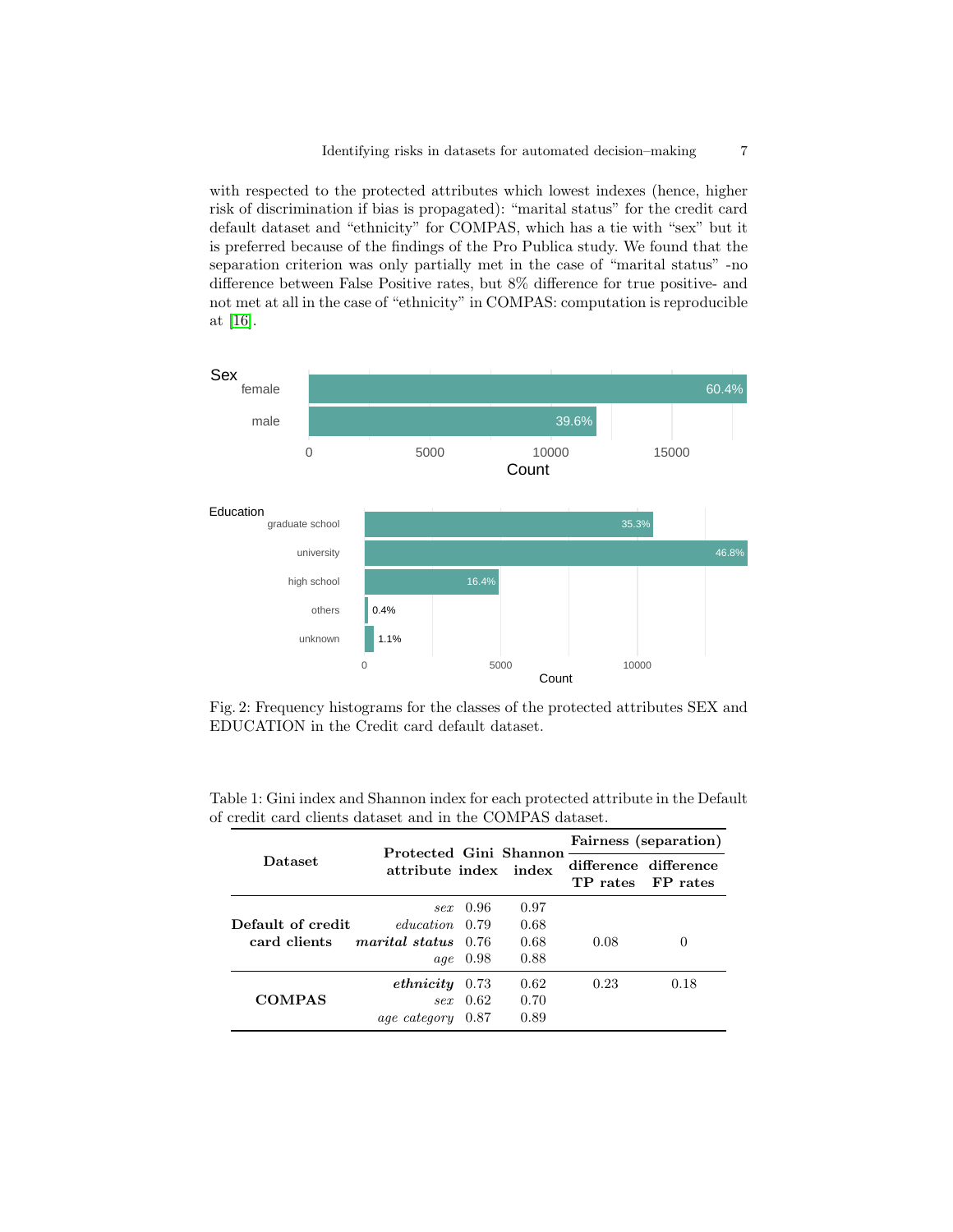with respected to the protected attributes which lowest indexes (hence, higher risk of discrimination if bias is propagated): "marital status" for the credit card default dataset and "ethnicity" for COMPAS, which has a tie with "sex" but it is preferred because of the findings of the Pro Publica study. We found that the separation criterion was only partially met in the case of "marital status" -no difference between False Positive rates, but 8% difference for true positive- and not met at all in the case of "ethnicity" in COMPAS: computation is reproducible at [16].

Fig. 2: Frequency histograms for the classes of the protected attributes SEX and EDUCATION in the Credit card default dataset.

Table 1: Gini index and Shannon index for each protected attribute in the Default of credit card clients dataset and in the COMPAS dataset.

| **Dataset** | **Protected attribute** | **Gini index** | **Shannon index** | **Fairness (separation)** | |
|---|---|---|---|---|---|
| | | | | **difference TP rates** | **difference FP rates** |
| **Default of credit card clients** | *sex* | 0.96 | 0.97 | | |
| | *education* | 0.79 | 0.68 | | |
| | ***marital status*** | 0.76 | 0.68 | 0.08 | 0 |
| | *age* | 0.98 | 0.88 | | |
| **COMPAS** | ***ethnicity*** | 0.73 | 0.62 | 0.23 | 0.18 |
| | *sex* | 0.62 | 0.70 | | |
| | *age category* | 0.87 | 0.89 | | |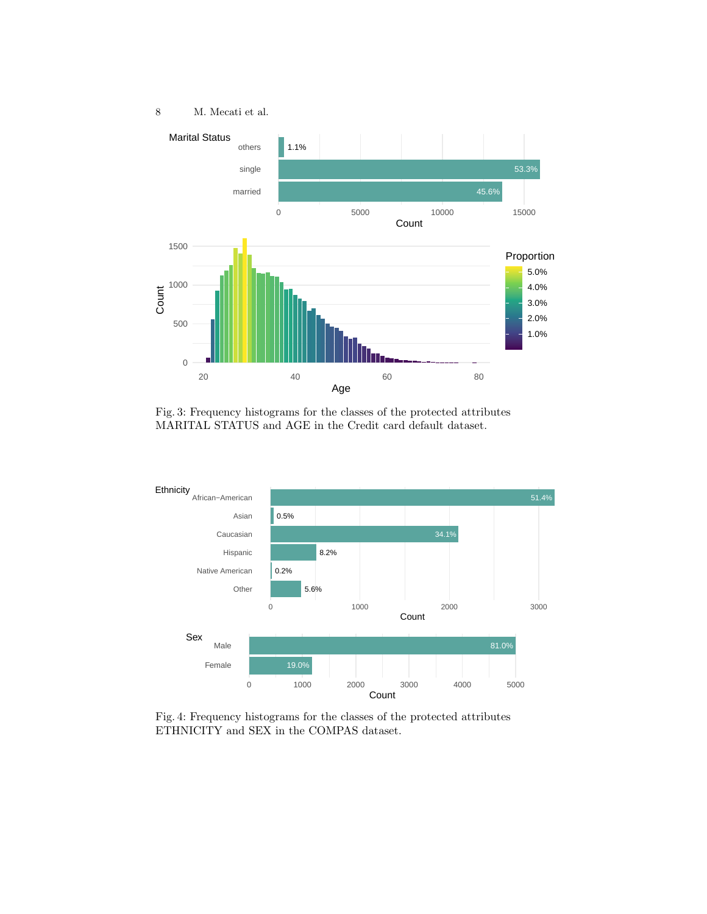Fig. 3: Frequency histograms for the classes of the protected attributes MARITAL STATUS and AGE in the Credit card default dataset.

Fig. 4: Frequency histograms for the classes of the protected attributes ETHNICITY and SEX in the COMPAS dataset.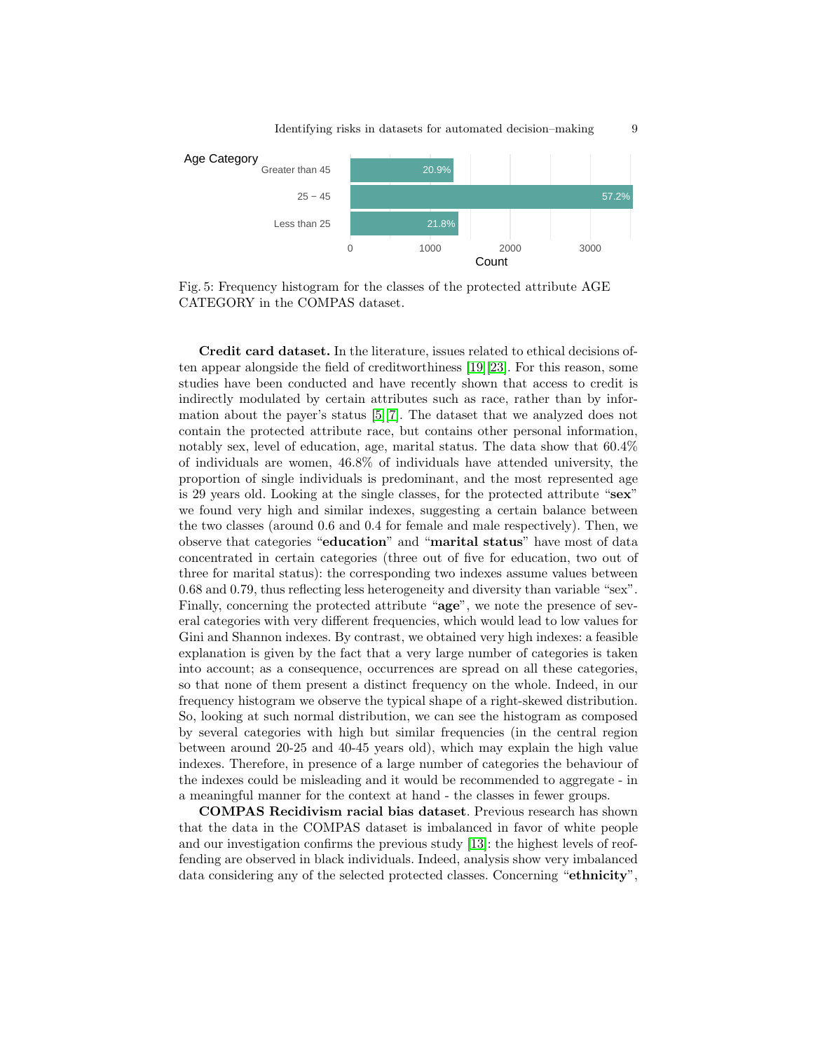Fig. 5: Frequency histogram for the classes of the protected attribute AGE CATEGORY in the COMPAS dataset.

**Credit card dataset.** In the literature, issues related to ethical decisions often appear alongside the field of creditworthiness [19][23]. For this reason, some studies have been conducted and have recently shown that access to credit is indirectly modulated by certain attributes such as race, rather than by information about the payer's status [5][7]. The dataset that we analyzed does not contain the protected attribute race, but contains other personal information, notably sex, level of education, age, marital status. The data show that 60.4% of individuals are women, 46.8% of individuals have attended university, the proportion of single individuals is predominant, and the most represented age is 29 years old. Looking at the single classes, for the protected attribute "**sex**" we found very high and similar indexes, suggesting a certain balance between the two classes (around 0.6 and 0.4 for female and male respectively). Then, we observe that categories "**education**" and "**marital status**" have most of data concentrated in certain categories (three out of five for education, two out of three for marital status): the corresponding two indexes assume values between 0.68 and 0.79, thus reflecting less heterogeneity and diversity than variable "sex". Finally, concerning the protected attribute "**age**", we note the presence of several categories with very different frequencies, which would lead to low values for Gini and Shannon indexes. By contrast, we obtained very high indexes: a feasible explanation is given by the fact that a very large number of categories is taken into account; as a consequence, occurrences are spread on all these categories, so that none of them present a distinct frequency on the whole. Indeed, in our frequency histogram we observe the typical shape of a right-skewed distribution. So, looking at such normal distribution, we can see the histogram as composed by several categories with high but similar frequencies (in the central region between around 20-25 and 40-45 years old), which may explain the high value indexes. Therefore, in presence of a large number of categories the behaviour of the indexes could be misleading and it would be recommended to aggregate - in a meaningful manner for the context at hand - the classes in fewer groups.

**COMPAS Recidivism racial bias dataset**. Previous research has shown that the data in the COMPAS dataset is imbalanced in favor of white people and our investigation confirms the previous study [13]: the highest levels of reoffending are observed in black individuals. Indeed, analysis show very imbalanced data considering any of the selected protected classes. Concerning "**ethnicity**",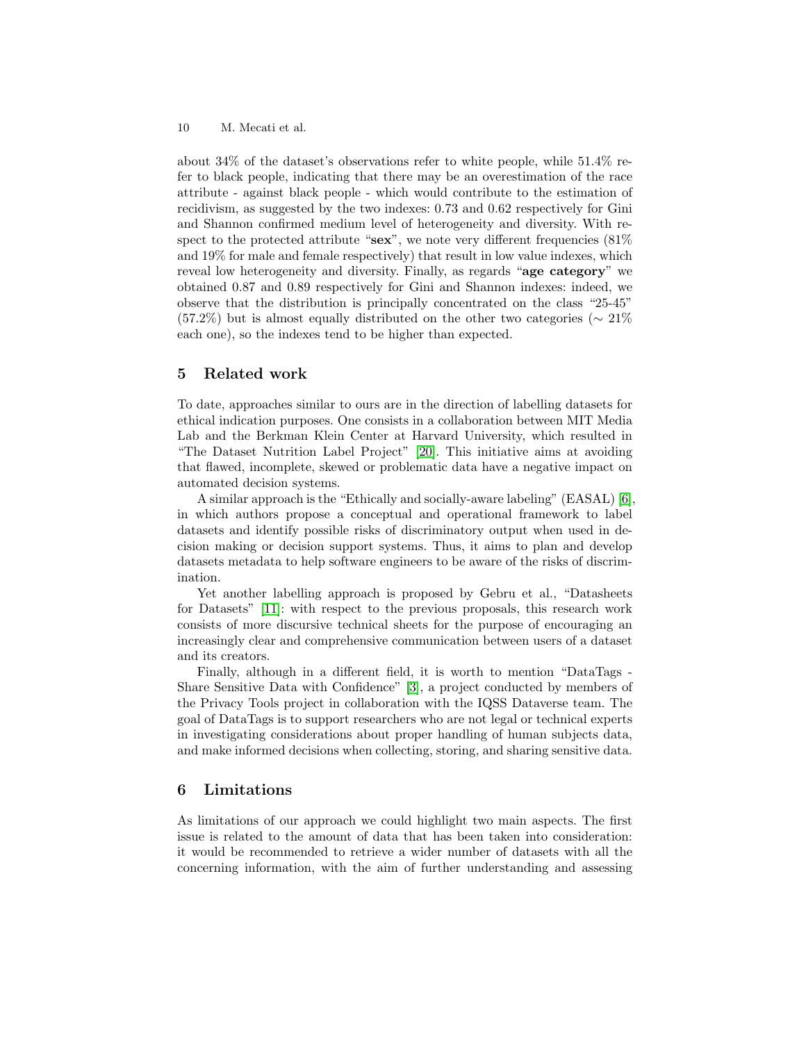about 34% of the dataset's observations refer to white people, while 51.4% refer to black people, indicating that there may be an overestimation of the race attribute - against black people - which would contribute to the estimation of recidivism, as suggested by the two indexes: 0.73 and 0.62 respectively for Gini and Shannon confirmed medium level of heterogeneity and diversity. With respect to the protected attribute "**sex**", we note very different frequencies (81% and 19% for male and female respectively) that result in low value indexes, which reveal low heterogeneity and diversity. Finally, as regards "**age category**" we obtained 0.87 and 0.89 respectively for Gini and Shannon indexes: indeed, we observe that the distribution is principally concentrated on the class "25-45" (57.2%) but is almost equally distributed on the other two categories ($\sim$ 21% each one), so the indexes tend to be higher than expected.

## 5 Related work

To date, approaches similar to ours are in the direction of labelling datasets for ethical indication purposes. One consists in a collaboration between MIT Media Lab and the Berkman Klein Center at Harvard University, which resulted in "The Dataset Nutrition Label Project" [20]. This initiative aims at avoiding that flawed, incomplete, skewed or problematic data have a negative impact on automated decision systems.

A similar approach is the "Ethically and socially-aware labeling" (EASAL) [6], in which authors propose a conceptual and operational framework to label datasets and identify possible risks of discriminatory output when used in decision making or decision support systems. Thus, it aims to plan and develop datasets metadata to help software engineers to be aware of the risks of discrimination.

Yet another labelling approach is proposed by Gebru et al., "Datasheets for Datasets" [11]: with respect to the previous proposals, this research work consists of more discursive technical sheets for the purpose of encouraging an increasingly clear and comprehensive communication between users of a dataset and its creators.

Finally, although in a different field, it is worth to mention "DataTags - Share Sensitive Data with Confidence" [3], a project conducted by members of the Privacy Tools project in collaboration with the IQSS Dataverse team. The goal of DataTags is to support researchers who are not legal or technical experts in investigating considerations about proper handling of human subjects data, and make informed decisions when collecting, storing, and sharing sensitive data.

## 6 Limitations

As limitations of our approach we could highlight two main aspects. The first issue is related to the amount of data that has been taken into consideration: it would be recommended to retrieve a wider number of datasets with all the concerning information, with the aim of further understanding and assessing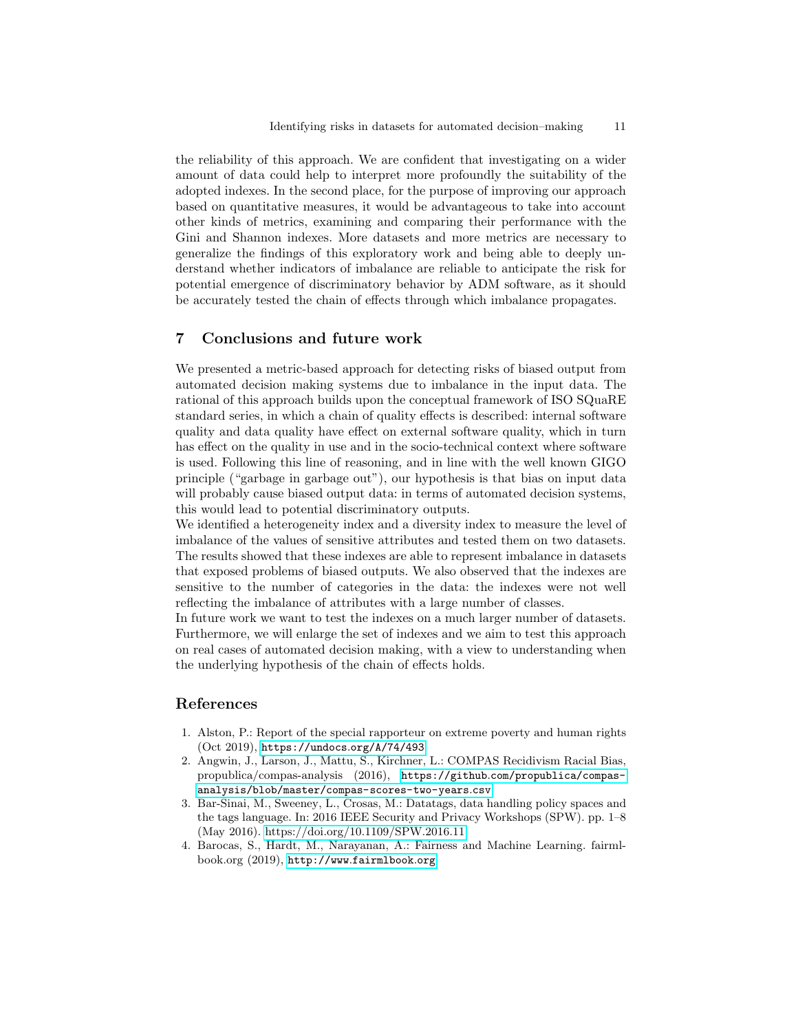the reliability of this approach. We are confident that investigating on a wider amount of data could help to interpret more profoundly the suitability of the adopted indexes. In the second place, for the purpose of improving our approach based on quantitative measures, it would be advantageous to take into account other kinds of metrics, examining and comparing their performance with the Gini and Shannon indexes. More datasets and more metrics are necessary to generalize the findings of this exploratory work and being able to deeply understand whether indicators of imbalance are reliable to anticipate the risk for potential emergence of discriminatory behavior by ADM software, as it should be accurately tested the chain of effects through which imbalance propagates.

## 7 Conclusions and future work

We presented a metric-based approach for detecting risks of biased output from automated decision making systems due to imbalance in the input data. The rational of this approach builds upon the conceptual framework of ISO SQuaRE standard series, in which a chain of quality effects is described: internal software quality and data quality have effect on external software quality, which in turn has effect on the quality in use and in the socio-technical context where software is used. Following this line of reasoning, and in line with the well known GIGO principle ("garbage in garbage out"), our hypothesis is that bias on input data will probably cause biased output data: in terms of automated decision systems, this would lead to potential discriminatory outputs.

We identified a heterogeneity index and a diversity index to measure the level of imbalance of the values of sensitive attributes and tested them on two datasets. The results showed that these indexes are able to represent imbalance in datasets that exposed problems of biased outputs. We also observed that the indexes are sensitive to the number of categories in the data: the indexes were not well reflecting the imbalance of attributes with a large number of classes.

In future work we want to test the indexes on a much larger number of datasets. Furthermore, we will enlarge the set of indexes and we aim to test this approach on real cases of automated decision making, with a view to understanding when the underlying hypothesis of the chain of effects holds.

## References

1. Alston, P.: Report of the special rapporteur on extreme poverty and human rights (Oct 2019), https://undocs.org/A/74/493
2. Angwin, J., Larson, J., Mattu, S., Kirchner, L.: COMPAS Recidivism Racial Bias, propublica/compas-analysis (2016), https://github.com/propublica/compas-analysis/blob/master/compas-scores-two-years.csv
3. Bar-Sinai, M., Sweeney, L., Crosas, M.: Datatags, data handling policy spaces and the tags language. In: 2016 IEEE Security and Privacy Workshops (SPW). pp. 1–8 (May 2016). https://doi.org/10.1109/SPW.2016.11
4. Barocas, S., Hardt, M., Narayanan, A.: Fairness and Machine Learning. fairmlbook.org (2019), http://www.fairmlbook.org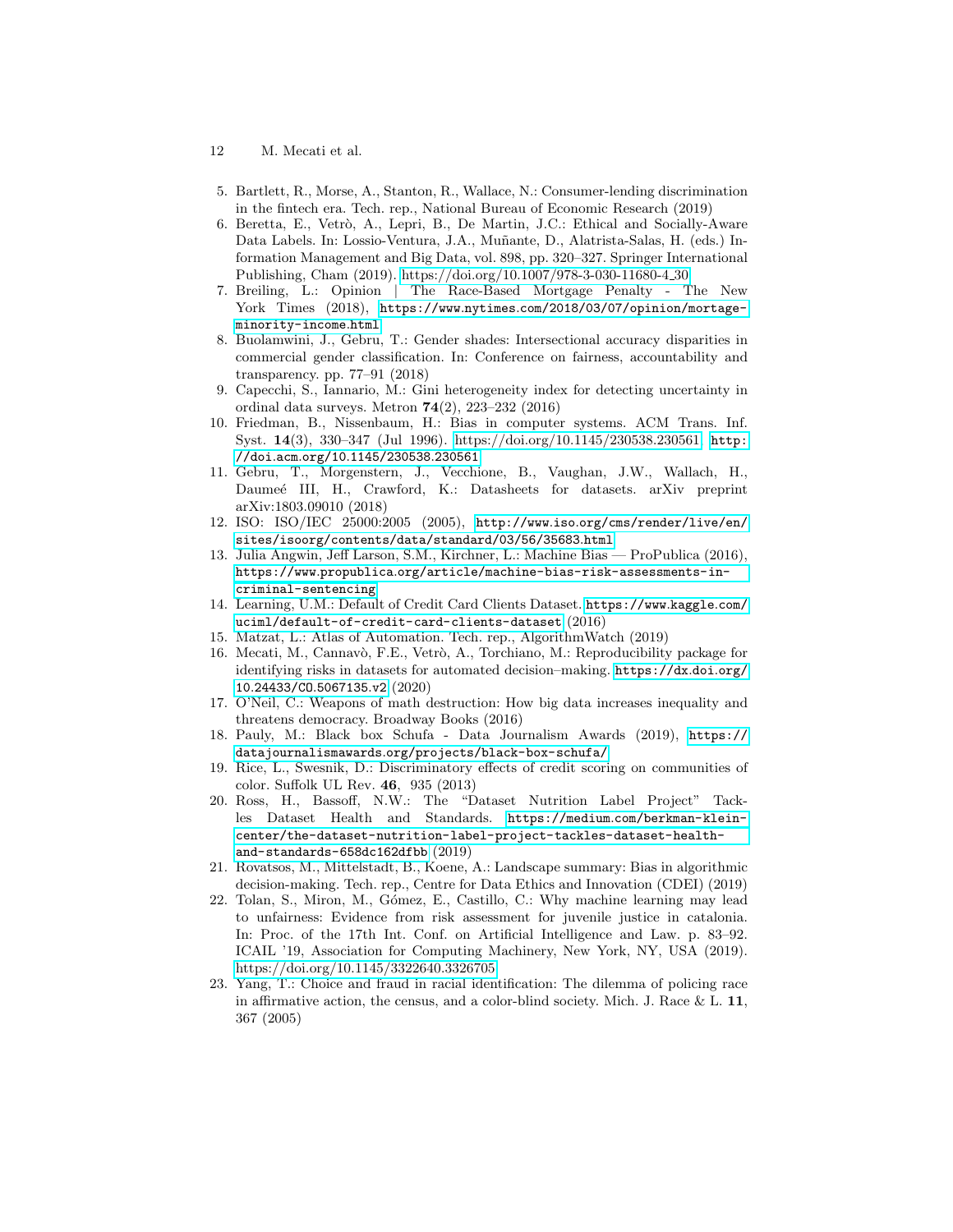5. Bartlett, R., Morse, A., Stanton, R., Wallace, N.: Consumer-lending discrimination in the fintech era. Tech. rep., National Bureau of Economic Research (2019)
6. Beretta, E., Vetrò, A., Lepri, B., De Martin, J.C.: Ethical and Socially-Aware Data Labels. In: Lossio-Ventura, J.A., Muñante, D., Alatrista-Salas, H. (eds.) Information Management and Big Data, vol. 898, pp. 320–327. Springer International Publishing, Cham (2019). https://doi.org/10.1007/978-3-030-11680-4_30
7. Breiling, L.: Opinion | The Race-Based Mortgage Penalty - The New York Times (2018), https://www.nytimes.com/2018/03/07/opinion/mortage-minority-income.html
8. Buolamwini, J., Gebru, T.: Gender shades: Intersectional accuracy disparities in commercial gender classification. In: Conference on fairness, accountability and transparency. pp. 77–91 (2018)
9. Capecchi, S., Iannario, M.: Gini heterogeneity index for detecting uncertainty in ordinal data surveys. Metron **74**(2), 223–232 (2016)
10. Friedman, B., Nissenbaum, H.: Bias in computer systems. ACM Trans. Inf. Syst. **14**(3), 330–347 (Jul 1996). https://doi.org/10.1145/230538.230561, http://doi.acm.org/10.1145/230538.230561
11. Gebru, T., Morgenstern, J., Vecchione, B., Vaughan, J.W., Wallach, H., Daumeé III, H., Crawford, K.: Datasheets for datasets. arXiv preprint arXiv:1803.09010 (2018)
12. ISO: ISO/IEC 25000:2005 (2005), http://www.iso.org/cms/render/live/en/sites/isoorg/contents/data/standard/03/56/35683.html
13. Julia Angwin, Jeff Larson, S.M., Kirchner, L.: Machine Bias — ProPublica (2016), https://www.propublica.org/article/machine-bias-risk-assessments-in-criminal-sentencing
14. Learning, U.M.: Default of Credit Card Clients Dataset. https://www.kaggle.com/uciml/default-of-credit-card-clients-dataset (2016)
15. Matzat, L.: Atlas of Automation. Tech. rep., AlgorithmWatch (2019)
16. Mecati, M., Cannavò, F.E., Vetrò, A., Torchiano, M.: Reproducibility package for identifying risks in datasets for automated decision–making. https://dx.doi.org/10.24433/CO.5067135.v2 (2020)
17. O'Neil, C.: Weapons of math destruction: How big data increases inequality and threatens democracy. Broadway Books (2016)
18. Pauly, M.: Black box Schufa - Data Journalism Awards (2019), https://datajournalismawards.org/projects/black-box-schufa/
19. Rice, L., Swesnik, D.: Discriminatory effects of credit scoring on communities of color. Suffolk UL Rev. **46**, 935 (2013)
20. Ross, H., Bassoff, N.W.: The "Dataset Nutrition Label Project" Tackles Dataset Health and Standards. https://medium.com/berkman-klein-center/the-dataset-nutrition-label-project-tackles-dataset-health-and-standards-658dc162dfbb (2019)
21. Rovatsos, M., Mittelstadt, B., Koene, A.: Landscape summary: Bias in algorithmic decision-making. Tech. rep., Centre for Data Ethics and Innovation (CDEI) (2019)
22. Tolan, S., Miron, M., Gómez, E., Castillo, C.: Why machine learning may lead to unfairness: Evidence from risk assessment for juvenile justice in catalonia. In: Proc. of the 17th Int. Conf. on Artificial Intelligence and Law. p. 83–92. ICAIL '19, Association for Computing Machinery, New York, NY, USA (2019). https://doi.org/10.1145/3322640.3326705
23. Yang, T.: Choice and fraud in racial identification: The dilemma of policing race in affirmative action, the census, and a color-blind society. Mich. J. Race & L. **11**, 367 (2005)